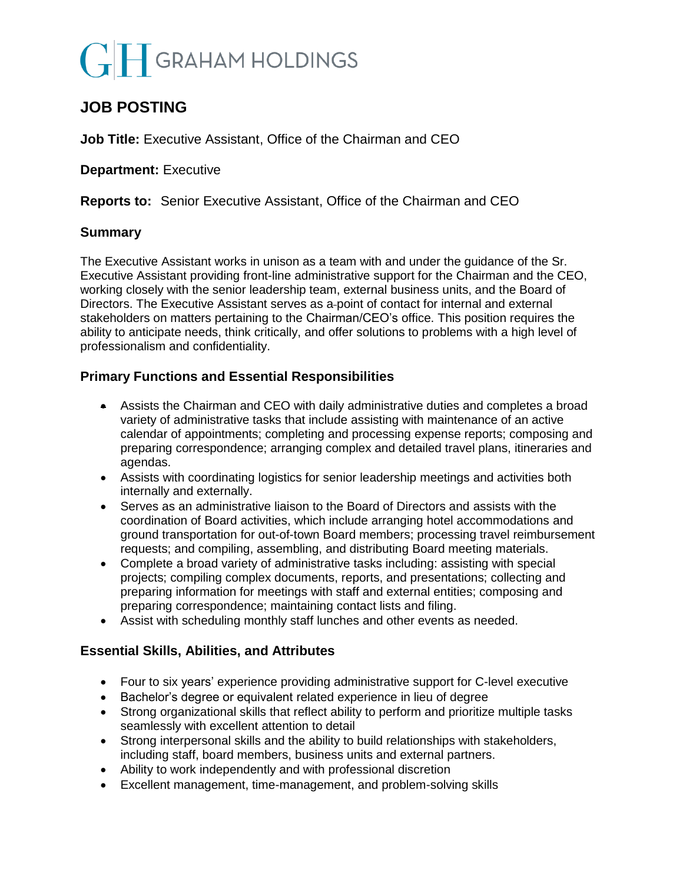GRAHAM HOLDINGS

# JOB POSTING

**Job Title:** Executive Assistant, Office of the Chairman and CEO

**Department:** Executive

**Reports to:** Senior Executive Assistant, Office of the Chairman and CEO

## Summary

The Executive Assistant works in unison as a team with and under the guidance of the Sr. Executive Assistant providing front-line administrative support for the Chairman and the CEO, working closely with the senior leadership team, external business units, and the Board of Directors. The Executive Assistant serves as a point of contact for internal and external stakeholders on matters pertaining to the Chairman/CEO's office. This position requires the ability to anticipate needs, think critically, and offer solutions to problems with a high level of professionalism and confidentiality.

## Primary Functions and Essential Responsibilities

- Assists the Chairman and CEO with daily administrative duties and completes a broad variety of administrative tasks that include assisting with maintenance of an active calendar of appointments; completing and processing expense reports; composing and preparing correspondence; arranging complex and detailed travel plans, itineraries and agendas.
- Assists with coordinating logistics for senior leadership meetings and activities both internally and externally.
- Serves as an administrative liaison to the Board of Directors and assists with the coordination of Board activities, which include arranging hotel accommodations and ground transportation for out-of-town Board members; processing travel reimbursement requests; and compiling, assembling, and distributing Board meeting materials.
- Complete a broad variety of administrative tasks including: assisting with special projects; compiling complex documents, reports, and presentations; collecting and preparing information for meetings with staff and external entities; composing and preparing correspondence; maintaining contact lists and filing.
- Assist with scheduling monthly staff lunches and other events as needed.

## Essential Skills, Abilities, and Attributes

- Four to six years' experience providing administrative support for C-level executive
- Bachelor's degree or equivalent related experience in lieu of degree
- Strong organizational skills that reflect ability to perform and prioritize multiple tasks seamlessly with excellent attention to detail
- Strong interpersonal skills and the ability to build relationships with stakeholders, including staff, board members, business units and external partners.
- Ability to work independently and with professional discretion
- Excellent management, time-management, and problem-solving skills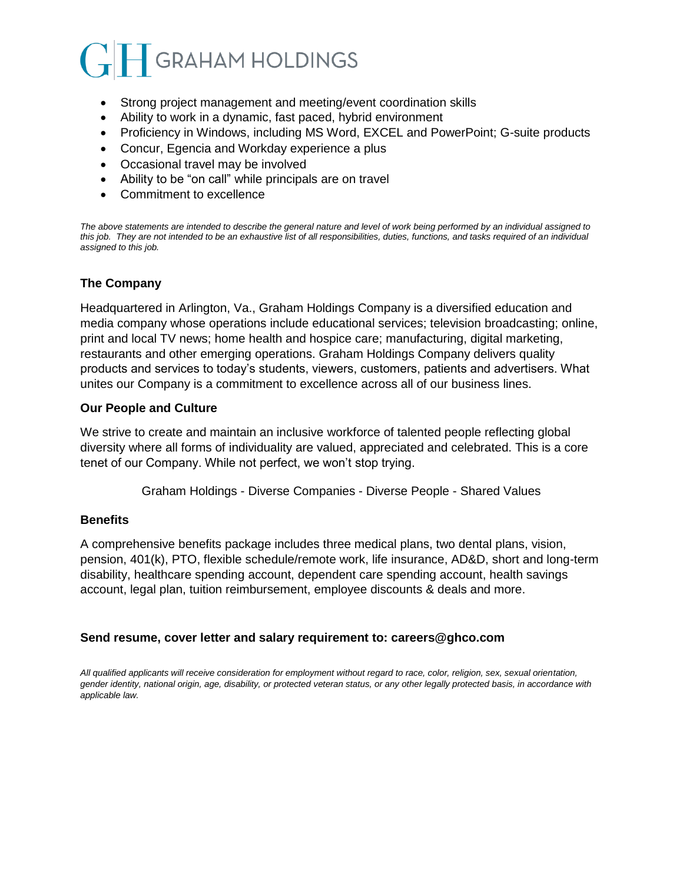- Strong project management and meeting/event coordination skills
- Ability to work in a dynamic, fast paced, hybrid environment
- Proficiency in Windows, including MS Word, EXCEL and PowerPoint; G-suite products
- Concur, Egencia and Workday experience a plus
- Occasional travel may be involved
- Ability to be "on call" while principals are on travel
- Commitment to excellence

*The above statements are intended to describe the general nature and level of work being performed by an individual assigned to this job. They are not intended to be an exhaustive list of all responsibilities, duties, functions, and tasks required of an individual assigned to this job.*

**The Company**

Headquartered in Arlington, Va., Graham Holdings Company is a diversified education and media company whose operations include educational services; television broadcasting; online, print and local TV news; home health and hospice care; manufacturing, digital marketing, restaurants and other emerging operations. Graham Holdings Company delivers quality products and services to today's students, viewers, customers, patients and advertisers. What unites our Company is a commitment to excellence across all of our business lines.

**Our People and Culture**

We strive to create and maintain an inclusive workforce of talented people reflecting global diversity where all forms of individuality are valued, appreciated and celebrated. This is a core tenet of our Company. While not perfect, we won't stop trying.

Graham Holdings - Diverse Companies - Diverse People - Shared Values

**Benefits**

A comprehensive benefits package includes three medical plans, two dental plans, vision, pension, 401(k), PTO, flexible schedule/remote work, life insurance, AD&D, short and long-term disability, healthcare spending account, dependent care spending account, health savings account, legal plan, tuition reimbursement, employee discounts & deals and more.

**Send resume, cover letter and salary requirement to: careers@ghco.com**

*All qualified applicants will receive consideration for employment without regard to race, color, religion, sex, sexual orientation, gender identity, national origin, age, disability, or protected veteran status, or any other legally protected basis, in accordance with applicable law.*